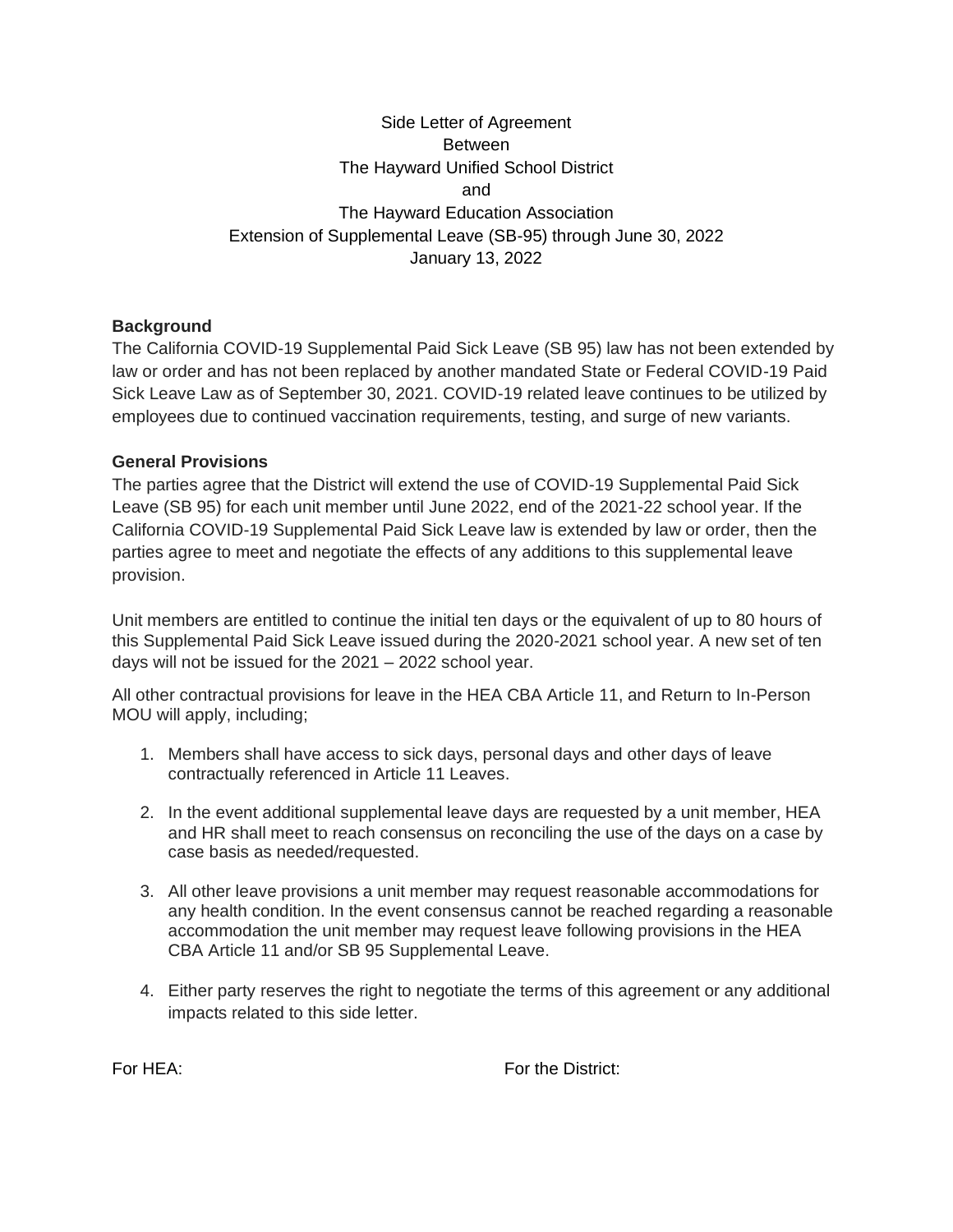Side Letter of Agreement
Between
The Hayward Unified School District
and
The Hayward Education Association
Extension of Supplemental Leave (SB-95) through June 30, 2022
January 13, 2022

**Background**

The California COVID-19 Supplemental Paid Sick Leave (SB 95) law has not been extended by law or order and has not been replaced by another mandated State or Federal COVID-19 Paid Sick Leave Law as of September 30, 2021. COVID-19 related leave continues to be utilized by employees due to continued vaccination requirements, testing, and surge of new variants.

**General Provisions**

The parties agree that the District will extend the use of COVID-19 Supplemental Paid Sick Leave (SB 95) for each unit member until June 2022, end of the 2021-22 school year. If the California COVID-19 Supplemental Paid Sick Leave law is extended by law or order, then the parties agree to meet and negotiate the effects of any additions to this supplemental leave provision.

Unit members are entitled to continue the initial ten days or the equivalent of up to 80 hours of this Supplemental Paid Sick Leave issued during the 2020-2021 school year. A new set of ten days will not be issued for the 2021 – 2022 school year.

All other contractual provisions for leave in the HEA CBA Article 11, and Return to In-Person MOU will apply, including;

1. Members shall have access to sick days, personal days and other days of leave contractually referenced in Article 11 Leaves.
2. In the event additional supplemental leave days are requested by a unit member, HEA and HR shall meet to reach consensus on reconciling the use of the days on a case by case basis as needed/requested.
3. All other leave provisions a unit member may request reasonable accommodations for any health condition. In the event consensus cannot be reached regarding a reasonable accommodation the unit member may request leave following provisions in the HEA CBA Article 11 and/or SB 95 Supplemental Leave.
4. Either party reserves the right to negotiate the terms of this agreement or any additional impacts related to this side letter.

For HEA: For the District: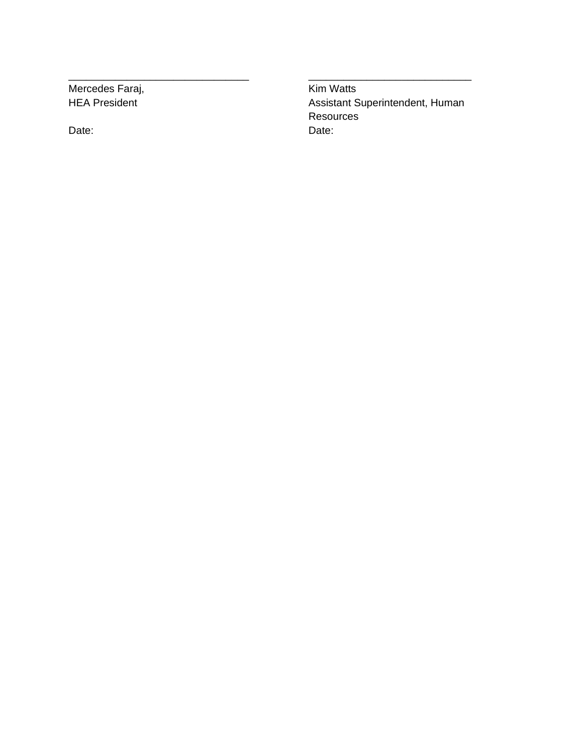| | |
|---|---|
| _______________________________ | ____________________________ |
| Mercedes Faraj, | Kim Watts |
| HEA President | Assistant Superintendent, Human Resources |
| Date: | Date: |